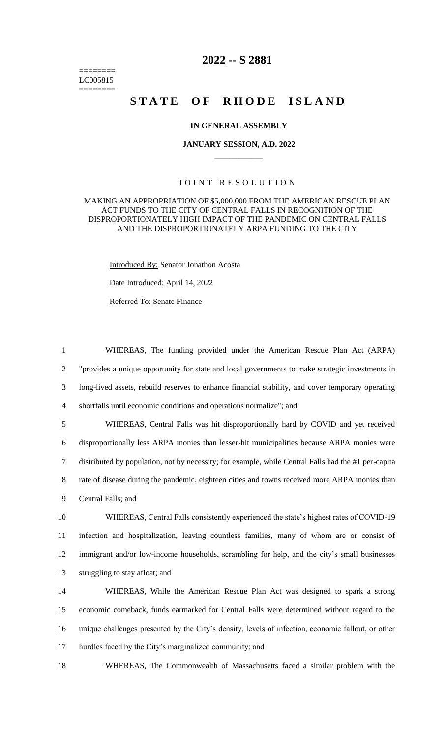========
LC005815
========

# 2022 -- S 2881

# STATE OF RHODE ISLAND

### IN GENERAL ASSEMBLY

### JANUARY SESSION, A.D. 2022

## JOINT RESOLUTION

MAKING AN APPROPRIATION OF $5,000,000 FROM THE AMERICAN RESCUE PLAN ACT FUNDS TO THE CITY OF CENTRAL FALLS IN RECOGNITION OF THE DISPROPORTIONATELY HIGH IMPACT OF THE PANDEMIC ON CENTRAL FALLS AND THE DISPROPORTIONATELY ARPA FUNDING TO THE CITY

Introduced By: Senator Jonathon Acosta

Date Introduced: April 14, 2022

Referred To: Senate Finance

WHEREAS, The funding provided under the American Rescue Plan Act (ARPA) "provides a unique opportunity for state and local governments to make strategic investments in long-lived assets, rebuild reserves to enhance financial stability, and cover temporary operating shortfalls until economic conditions and operations normalize"; and

WHEREAS, Central Falls was hit disproportionally hard by COVID and yet received disproportionally less ARPA monies than lesser-hit municipalities because ARPA monies were distributed by population, not by necessity; for example, while Central Falls had the #1 per-capita rate of disease during the pandemic, eighteen cities and towns received more ARPA monies than Central Falls; and

WHEREAS, Central Falls consistently experienced the state's highest rates of COVID-19 infection and hospitalization, leaving countless families, many of whom are or consist of immigrant and/or low-income households, scrambling for help, and the city's small businesses struggling to stay afloat; and

WHEREAS, While the American Rescue Plan Act was designed to spark a strong economic comeback, funds earmarked for Central Falls were determined without regard to the unique challenges presented by the City's density, levels of infection, economic fallout, or other hurdles faced by the City's marginalized community; and

WHEREAS, The Commonwealth of Massachusetts faced a similar problem with the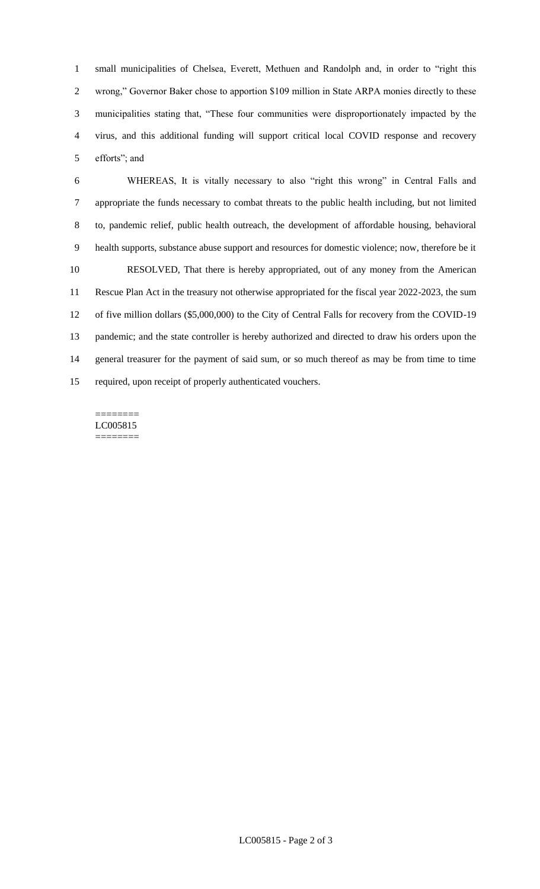small municipalities of Chelsea, Everett, Methuen and Randolph and, in order to "right this wrong," Governor Baker chose to apportion $109 million in State ARPA monies directly to these municipalities stating that, "These four communities were disproportionately impacted by the virus, and this additional funding will support critical local COVID response and recovery efforts"; and

WHEREAS, It is vitally necessary to also "right this wrong" in Central Falls and appropriate the funds necessary to combat threats to the public health including, but not limited to, pandemic relief, public health outreach, the development of affordable housing, behavioral health supports, substance abuse support and resources for domestic violence; now, therefore be it

RESOLVED, That there is hereby appropriated, out of any money from the American Rescue Plan Act in the treasury not otherwise appropriated for the fiscal year 2022-2023, the sum of five million dollars ($5,000,000) to the City of Central Falls for recovery from the COVID-19 pandemic; and the state controller is hereby authorized and directed to draw his orders upon the general treasurer for the payment of said sum, or so much thereof as may be from time to time required, upon receipt of properly authenticated vouchers.

========
LC005815
========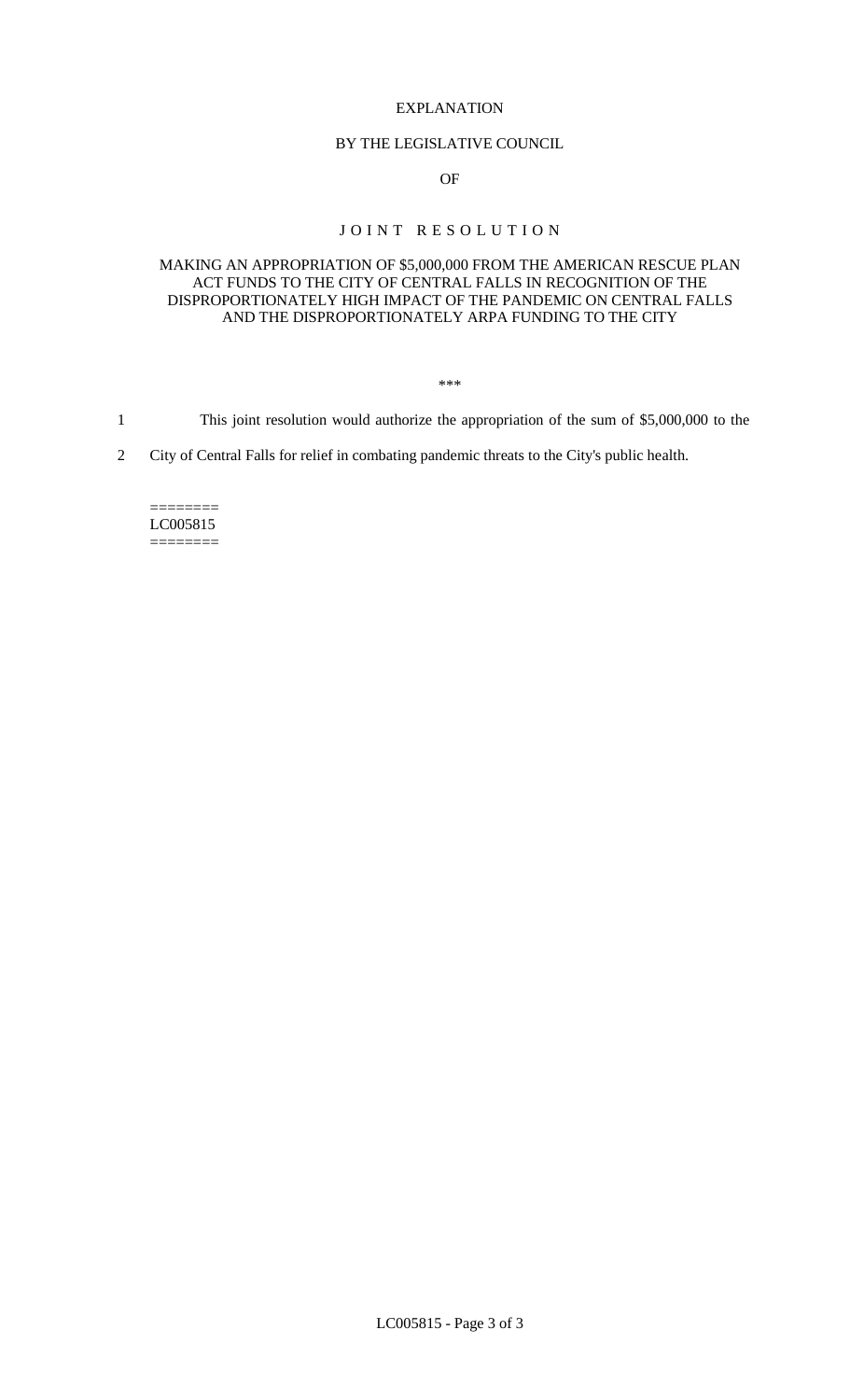EXPLANATION

BY THE LEGISLATIVE COUNCIL

OF

# J O I N T R E S O L U T I O N

MAKING AN APPROPRIATION OF $5,000,000 FROM THE AMERICAN RESCUE PLAN ACT FUNDS TO THE CITY OF CENTRAL FALLS IN RECOGNITION OF THE DISPROPORTIONATELY HIGH IMPACT OF THE PANDEMIC ON CENTRAL FALLS AND THE DISPROPORTIONATELY ARPA FUNDING TO THE CITY

***

1 This joint resolution would authorize the appropriation of the sum of $5,000,000 to the
2 City of Central Falls for relief in combating pandemic threats to the City's public health.

========
LC005815
========